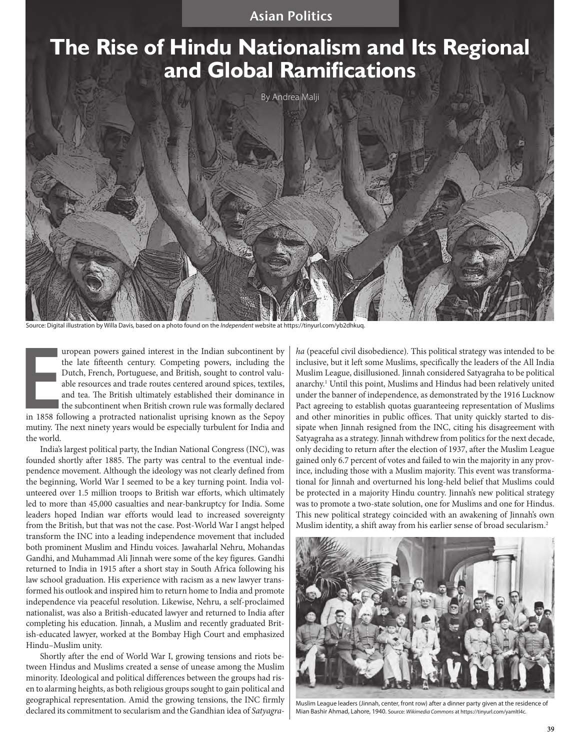Asian Politics

# The Rise of Hindu Nationalism and Its Regional and Global Ramifications

By Andrea Malji

Source: Digital illustration by Willa Davis, based on a photo found on the *Independent* website at https://tinyurl.com/yb2dhkuq.

European powers gained interest in the Indian subcontinent by the late fifteenth century. Competing powers, including the Dutch, French, Portuguese, and British, sought to control valuable resources and trade routes centered around spices, textiles, and tea. The British ultimately established their dominance in the subcontinent when British crown rule was formally declared in 1858 following a protracted nationalist uprising known as the Sepoy mutiny. The next ninety years would be especially turbulent for India and the world.

India's largest political party, the Indian National Congress (INC), was founded shortly after 1885. The party was central to the eventual independence movement. Although the ideology was not clearly defined from the beginning, World War I seemed to be a key turning point. India volunteered over 1.5 million troops to British war efforts, which ultimately led to more than 45,000 casualties and near-bankruptcy for India. Some leaders hoped Indian war efforts would lead to increased sovereignty from the British, but that was not the case. Post-World War I angst helped transform the INC into a leading independence movement that included both prominent Muslim and Hindu voices. Jawaharlal Nehru, Mohandas Gandhi, and Muhammad Ali Jinnah were some of the key figures. Gandhi returned to India in 1915 after a short stay in South Africa following his law school graduation. His experience with racism as a new lawyer transformed his outlook and inspired him to return home to India and promote independence via peaceful resolution. Likewise, Nehru, a self-proclaimed nationalist, was also a British-educated lawyer and returned to India after completing his education. Jinnah, a Muslim and recently graduated British-educated lawyer, worked at the Bombay High Court and emphasized Hindu–Muslim unity.

Shortly after the end of World War I, growing tensions and riots between Hindus and Muslims created a sense of unease among the Muslim minority. Ideological and political differences between the groups had risen to alarming heights, as both religious groups sought to gain political and geographical representation. Amid the growing tensions, the INC firmly declared its commitment to secularism and the Gandhian idea of *Satyagraha* (peaceful civil disobedience). This political strategy was intended to be inclusive, but it left some Muslims, specifically the leaders of the All India Muslim League, disillusioned. Jinnah considered Satyagraha to be political anarchy.[1] Until this point, Muslims and Hindus had been relatively united under the banner of independence, as demonstrated by the 1916 Lucknow Pact agreeing to establish quotas guaranteeing representation of Muslims and other minorities in public offices. That unity quickly started to dissipate when Jinnah resigned from the INC, citing his disagreement with Satyagraha as a strategy. Jinnah withdrew from politics for the next decade, only deciding to return after the election of 1937, after the Muslim League gained only 6.7 percent of votes and failed to win the majority in any province, including those with a Muslim majority. This event was transformational for Jinnah and overturned his long-held belief that Muslims could be protected in a majority Hindu country. Jinnah's new political strategy was to promote a two-state solution, one for Muslims and one for Hindus. This new political strategy coincided with an awakening of Jinnah's own Muslim identity, a shift away from his earlier sense of broad secularism.[2]

Muslim League leaders (Jinnah, center, front row) after a dinner party given at the residence of Mian Bashir Ahmad, Lahore, 1940. Source: *Wikimedia Commons* at https://tinyurl.com/yamltl4c.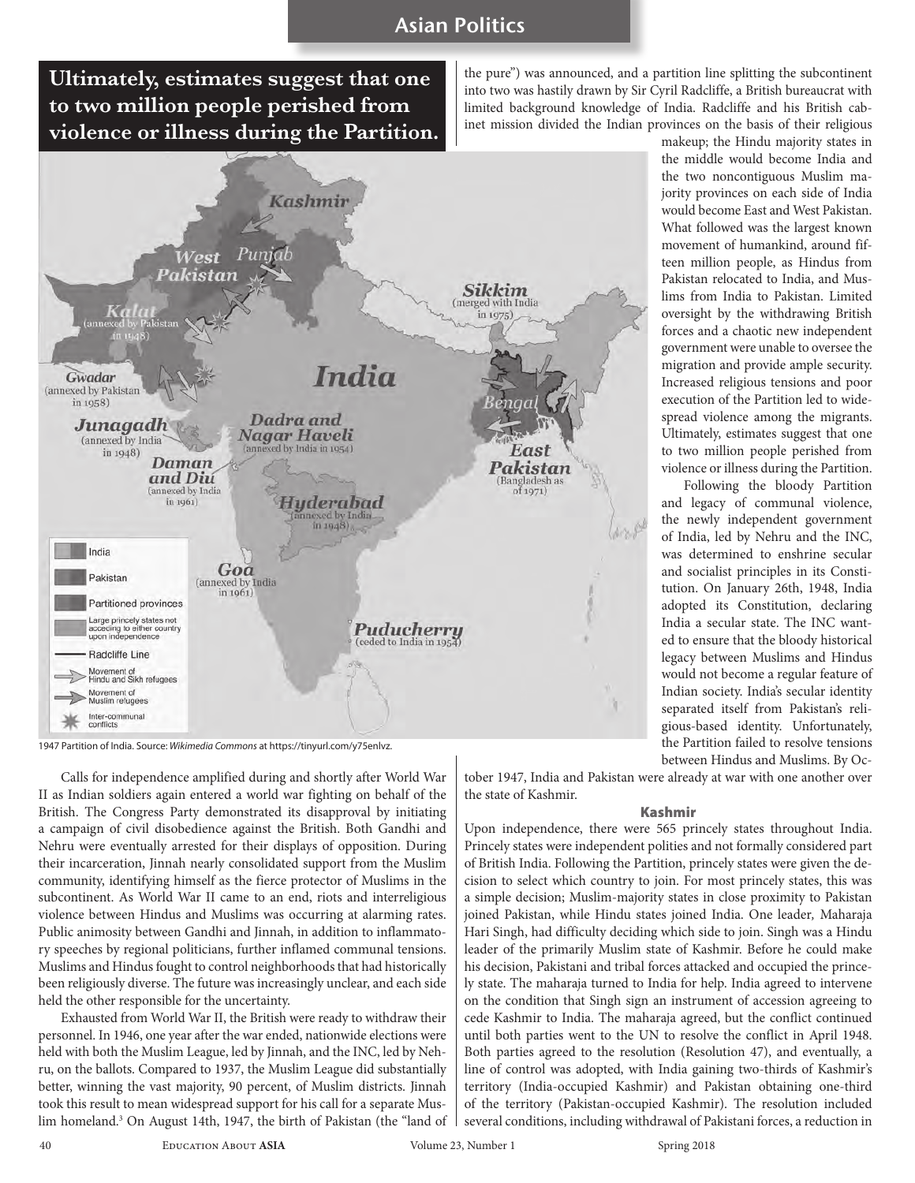**Ultimately, estimates suggest that one to two million people perished from violence or illness during the Partition.**

1947 Partition of India. Source: *Wikimedia Commons* at https://tinyurl.com/y75enlvz.

Calls for independence amplified during and shortly after World War II as Indian soldiers again entered a world war fighting on behalf of the British. The Congress Party demonstrated its disapproval by initiating a campaign of civil disobedience against the British. Both Gandhi and Nehru were eventually arrested for their displays of opposition. During their incarceration, Jinnah nearly consolidated support from the Muslim community, identifying himself as the fierce protector of Muslims in the subcontinent. As World War II came to an end, riots and interreligious violence between Hindus and Muslims was occurring at alarming rates. Public animosity between Gandhi and Jinnah, in addition to inflammatory speeches by regional politicians, further inflamed communal tensions. Muslims and Hindus fought to control neighborhoods that had historically been religiously diverse. The future was increasingly unclear, and each side held the other responsible for the uncertainty.

Exhausted from World War II, the British were ready to withdraw their personnel. In 1946, one year after the war ended, nationwide elections were held with both the Muslim League, led by Jinnah, and the INC, led by Nehru, on the ballots. Compared to 1937, the Muslim League did substantially better, winning the vast majority, 90 percent, of Muslim districts. Jinnah took this result to mean widespread support for his call for a separate Muslim homeland.[3] On August 14th, 1947, the birth of Pakistan (the "land of the pure") was announced, and a partition line splitting the subcontinent into two was hastily drawn by Sir Cyril Radcliffe, a British bureaucrat with limited background knowledge of India. Radcliffe and his British cabinet mission divided the Indian provinces on the basis of their religious makeup; the Hindu majority states in the middle would become India and the two noncontiguous Muslim majority provinces on each side of India would become East and West Pakistan. What followed was the largest known movement of humankind, around fifteen million people, as Hindus from Pakistan relocated to India, and Muslims from India to Pakistan. Limited oversight by the withdrawing British forces and a chaotic new independent government were unable to oversee the migration and provide ample security. Increased religious tensions and poor execution of the Partition led to widespread violence among the migrants. Ultimately, estimates suggest that one to two million people perished from violence or illness during the Partition.

Following the bloody Partition and legacy of communal violence, the newly independent government of India, led by Nehru and the INC, was determined to enshrine secular and socialist principles in its Constitution. On January 26th, 1948, India adopted its Constitution, declaring India a secular state. The INC wanted to ensure that the bloody historical legacy between Muslims and Hindus would not become a regular feature of Indian society. India's secular identity separated itself from Pakistan's religious-based identity. Unfortunately, the Partition failed to resolve tensions between Hindus and Muslims. By October 1947, India and Pakistan were already at war with one another over the state of Kashmir.

## Kashmir

Upon independence, there were 565 princely states throughout India. Princely states were independent polities and not formally considered part of British India. Following the Partition, princely states were given the decision to select which country to join. For most princely states, this was a simple decision; Muslim-majority states in close proximity to Pakistan joined Pakistan, while Hindu states joined India. One leader, Maharaja Hari Singh, had difficulty deciding which side to join. Singh was a Hindu leader of the primarily Muslim state of Kashmir. Before he could make his decision, Pakistani and tribal forces attacked and occupied the princely state. The maharaja turned to India for help. India agreed to intervene on the condition that Singh sign an instrument of accession agreeing to cede Kashmir to India. The maharaja agreed, but the conflict continued until both parties went to the UN to resolve the conflict in April 1948. Both parties agreed to the resolution (Resolution 47), and eventually, a line of control was adopted, with India gaining two-thirds of Kashmir's territory (India-occupied Kashmir) and Pakistan obtaining one-third of the territory (Pakistan-occupied Kashmir). The resolution included several conditions, including withdrawal of Pakistani forces, a reduction in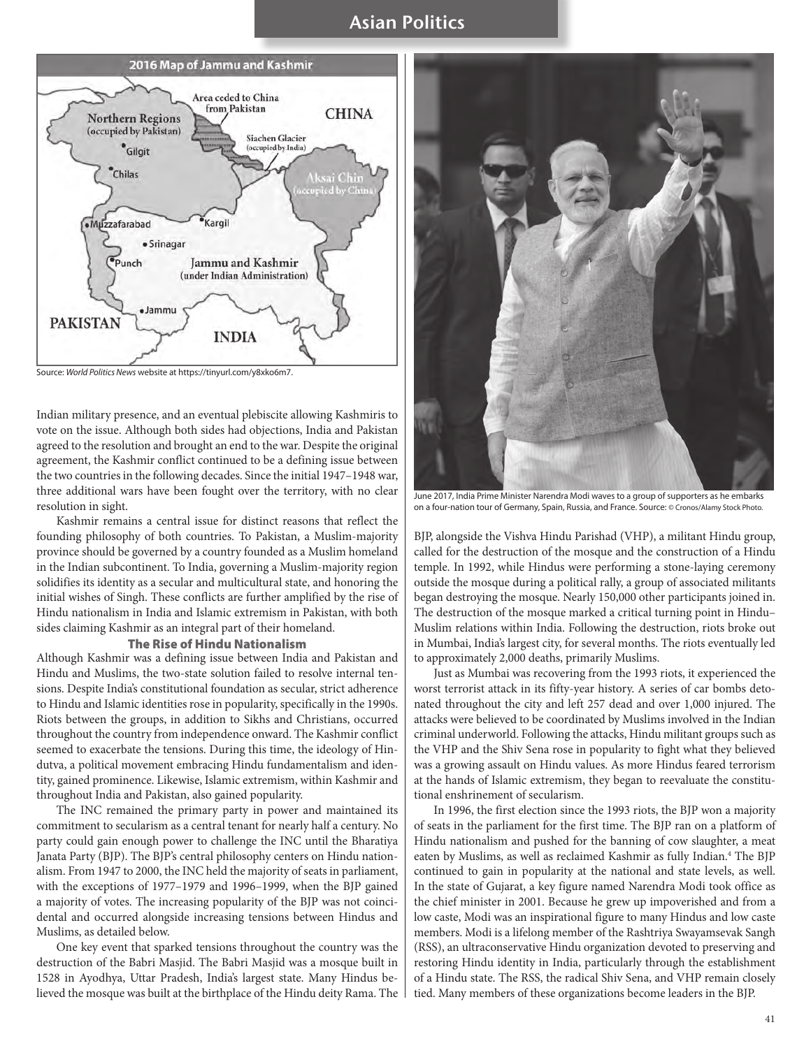**2016 Map of Jammu and Kashmir**

Source: *World Politics News* website at https://tinyurl.com/y8xko6m7.

Indian military presence, and an eventual plebiscite allowing Kashmiris to vote on the issue. Although both sides had objections, India and Pakistan agreed to the resolution and brought an end to the war. Despite the original agreement, the Kashmir conflict continued to be a defining issue between the two countries in the following decades. Since the initial 1947–1948 war, three additional wars have been fought over the territory, with no clear resolution in sight.

Kashmir remains a central issue for distinct reasons that reflect the founding philosophy of both countries. To Pakistan, a Muslim-majority province should be governed by a country founded as a Muslim homeland in the Indian subcontinent. To India, governing a Muslim-majority region solidifies its identity as a secular and multicultural state, and honoring the initial wishes of Singh. These conflicts are further amplified by the rise of Hindu nationalism in India and Islamic extremism in Pakistan, with both sides claiming Kashmir as an integral part of their homeland.

## The Rise of Hindu Nationalism

Although Kashmir was a defining issue between India and Pakistan and Hindu and Muslims, the two-state solution failed to resolve internal tensions. Despite India's constitutional foundation as secular, strict adherence to Hindu and Islamic identities rose in popularity, specifically in the 1990s. Riots between the groups, in addition to Sikhs and Christians, occurred throughout the country from independence onward. The Kashmir conflict seemed to exacerbate the tensions. During this time, the ideology of Hindutva, a political movement embracing Hindu fundamentalism and identity, gained prominence. Likewise, Islamic extremism, within Kashmir and throughout India and Pakistan, also gained popularity.

The INC remained the primary party in power and maintained its commitment to secularism as a central tenant for nearly half a century. No party could gain enough power to challenge the INC until the Bharatiya Janata Party (BJP). The BJP's central philosophy centers on Hindu nationalism. From 1947 to 2000, the INC held the majority of seats in parliament, with the exceptions of 1977–1979 and 1996–1999, when the BJP gained a majority of votes. The increasing popularity of the BJP was not coincidental and occurred alongside increasing tensions between Hindus and Muslims, as detailed below.

One key event that sparked tensions throughout the country was the destruction of the Babri Masjid. The Babri Masjid was a mosque built in 1528 in Ayodhya, Uttar Pradesh, India's largest state. Many Hindus believed the mosque was built at the birthplace of the Hindu deity Rama. The BJP, alongside the Vishva Hindu Parishad (VHP), a militant Hindu group, called for the destruction of the mosque and the construction of a Hindu temple. In 1992, while Hindus were performing a stone-laying ceremony outside the mosque during a political rally, a group of associated militants began destroying the mosque. Nearly 150,000 other participants joined in. The destruction of the mosque marked a critical turning point in Hindu–Muslim relations within India. Following the destruction, riots broke out in Mumbai, India's largest city, for several months. The riots eventually led to approximately 2,000 deaths, primarily Muslims.

June 2017, India Prime Minister Narendra Modi waves to a group of supporters as he embarks on a four-nation tour of Germany, Spain, Russia, and France. Source: © Cronos/Alamy Stock Photo.

Just as Mumbai was recovering from the 1993 riots, it experienced the worst terrorist attack in its fifty-year history. A series of car bombs detonated throughout the city and left 257 dead and over 1,000 injured. The attacks were believed to be coordinated by Muslims involved in the Indian criminal underworld. Following the attacks, Hindu militant groups such as the VHP and the Shiv Sena rose in popularity to fight what they believed was a growing assault on Hindu values. As more Hindus feared terrorism at the hands of Islamic extremism, they began to reevaluate the constitutional enshrinement of secularism.

In 1996, the first election since the 1993 riots, the BJP won a majority of seats in the parliament for the first time. The BJP ran on a platform of Hindu nationalism and pushed for the banning of cow slaughter, a meat eaten by Muslims, as well as reclaimed Kashmir as fully Indian.[4] The BJP continued to gain in popularity at the national and state levels, as well. In the state of Gujarat, a key figure named Narendra Modi took office as the chief minister in 2001. Because he grew up impoverished and from a low caste, Modi was an inspirational figure to many Hindus and low caste members. Modi is a lifelong member of the Rashtriya Swayamsevak Sangh (RSS), an ultraconservative Hindu organization devoted to preserving and restoring Hindu identity in India, particularly through the establishment of a Hindu state. The RSS, the radical Shiv Sena, and VHP remain closely tied. Many members of these organizations become leaders in the BJP.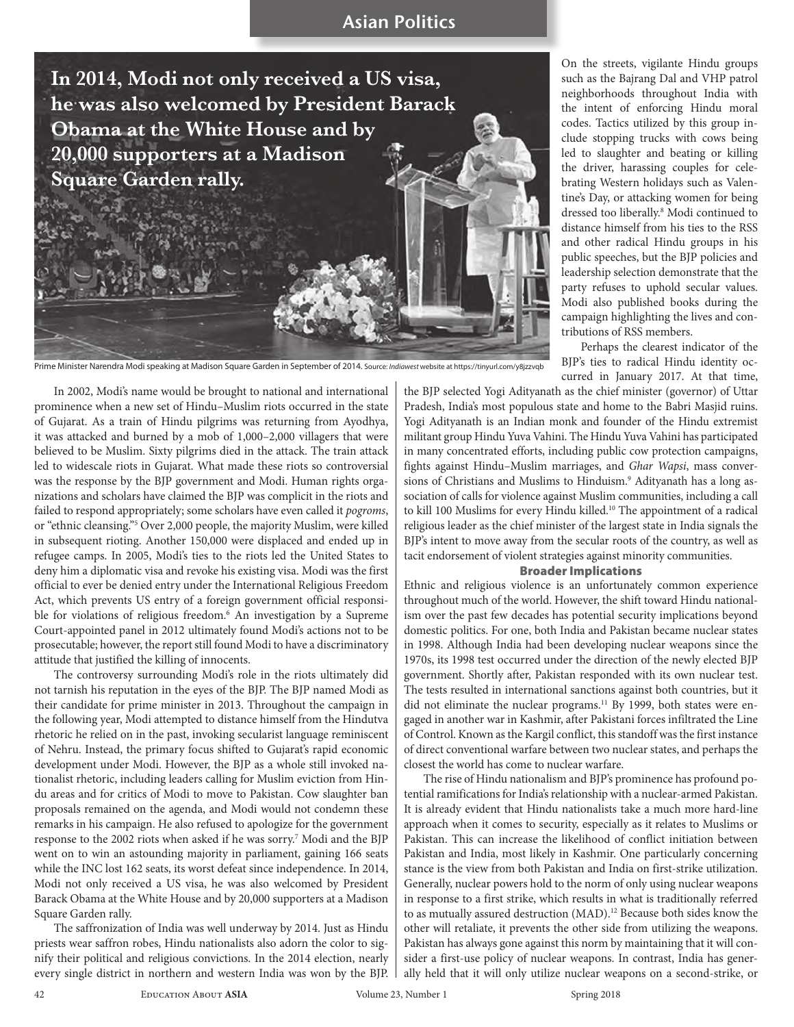In 2014, Modi not only received a US visa, he was also welcomed by President Barack Obama at the White House and by 20,000 supporters at a Madison Square Garden rally.

Prime Minister Narendra Modi speaking at Madison Square Garden in September of 2014. Source: *Indiawest* website at https://tinyurl.com/y8jzzvqb

In 2002, Modi's name would be brought to national and international prominence when a new set of Hindu–Muslim riots occurred in the state of Gujarat. As a train of Hindu pilgrims was returning from Ayodhya, it was attacked and burned by a mob of 1,000–2,000 villagers that were believed to be Muslim. Sixty pilgrims died in the attack. The train attack led to widescale riots in Gujarat. What made these riots so controversial was the response by the BJP government and Modi. Human rights organizations and scholars have claimed the BJP was complicit in the riots and failed to respond appropriately; some scholars have even called it *pogroms*, or "ethnic cleansing."[5] Over 2,000 people, the majority Muslim, were killed in subsequent rioting. Another 150,000 were displaced and ended up in refugee camps. In 2005, Modi's ties to the riots led the United States to deny him a diplomatic visa and revoke his existing visa. Modi was the first official to ever be denied entry under the International Religious Freedom Act, which prevents US entry of a foreign government official responsible for violations of religious freedom.[6] An investigation by a Supreme Court-appointed panel in 2012 ultimately found Modi's actions not to be prosecutable; however, the report still found Modi to have a discriminatory attitude that justified the killing of innocents.

The controversy surrounding Modi's role in the riots ultimately did not tarnish his reputation in the eyes of the BJP. The BJP named Modi as their candidate for prime minister in 2013. Throughout the campaign in the following year, Modi attempted to distance himself from the Hindutva rhetoric he relied on in the past, invoking secularist language reminiscent of Nehru. Instead, the primary focus shifted to Gujarat's rapid economic development under Modi. However, the BJP as a whole still invoked nationalist rhetoric, including leaders calling for Muslim eviction from Hindu areas and for critics of Modi to move to Pakistan. Cow slaughter ban proposals remained on the agenda, and Modi would not condemn these remarks in his campaign. He also refused to apologize for the government response to the 2002 riots when asked if he was sorry.[7] Modi and the BJP went on to win an astounding majority in parliament, gaining 166 seats while the INC lost 162 seats, its worst defeat since independence. In 2014, Modi not only received a US visa, he was also welcomed by President Barack Obama at the White House and by 20,000 supporters at a Madison Square Garden rally.

The saffronization of India was well underway by 2014. Just as Hindu priests wear saffron robes, Hindu nationalists also adorn the color to signify their political and religious convictions. In the 2014 election, nearly every single district in northern and western India was won by the BJP. On the streets, vigilante Hindu groups such as the Bajrang Dal and VHP patrol neighborhoods throughout India with the intent of enforcing Hindu moral codes. Tactics utilized by this group include stopping trucks with cows being led to slaughter and beating or killing the driver, harassing couples for celebrating Western holidays such as Valentine's Day, or attacking women for being dressed too liberally.[8] Modi continued to distance himself from his ties to the RSS and other radical Hindu groups in his public speeches, but the BJP policies and leadership selection demonstrate that the party refuses to uphold secular values. Modi also published books during the campaign highlighting the lives and contributions of RSS members.

Perhaps the clearest indicator of the BJP's ties to radical Hindu identity occurred in January 2017. At that time, the BJP selected Yogi Adityanath as the chief minister (governor) of Uttar Pradesh, India's most populous state and home to the Babri Masjid ruins. Yogi Adityanath is an Indian monk and founder of the Hindu extremist militant group Hindu Yuva Vahini. The Hindu Yuva Vahini has participated in many concentrated efforts, including public cow protection campaigns, fights against Hindu–Muslim marriages, and *Ghar Wapsi*, mass conversions of Christians and Muslims to Hinduism.[9] Adityanath has a long association of calls for violence against Muslim communities, including a call to kill 100 Muslims for every Hindu killed.[10] The appointment of a radical religious leader as the chief minister of the largest state in India signals the BJP's intent to move away from the secular roots of the country, as well as tacit endorsement of violent strategies against minority communities.

## Broader Implications

Ethnic and religious violence is an unfortunately common experience throughout much of the world. However, the shift toward Hindu nationalism over the past few decades has potential security implications beyond domestic politics. For one, both India and Pakistan became nuclear states in 1998. Although India had been developing nuclear weapons since the 1970s, its 1998 test occurred under the direction of the newly elected BJP government. Shortly after, Pakistan responded with its own nuclear test. The tests resulted in international sanctions against both countries, but it did not eliminate the nuclear programs.[11] By 1999, both states were engaged in another war in Kashmir, after Pakistani forces infiltrated the Line of Control. Known as the Kargil conflict, this standoff was the first instance of direct conventional warfare between two nuclear states, and perhaps the closest the world has come to nuclear warfare.

The rise of Hindu nationalism and BJP's prominence has profound potential ramifications for India's relationship with a nuclear-armed Pakistan. It is already evident that Hindu nationalists take a much more hard-line approach when it comes to security, especially as it relates to Muslims or Pakistan. This can increase the likelihood of conflict initiation between Pakistan and India, most likely in Kashmir. One particularly concerning stance is the view from both Pakistan and India on first-strike utilization. Generally, nuclear powers hold to the norm of only using nuclear weapons in response to a first strike, which results in what is traditionally referred to as mutually assured destruction (MAD).[12] Because both sides know the other will retaliate, it prevents the other side from utilizing the weapons. Pakistan has always gone against this norm by maintaining that it will consider a first-use policy of nuclear weapons. In contrast, India has generally held that it will only utilize nuclear weapons on a second-strike, or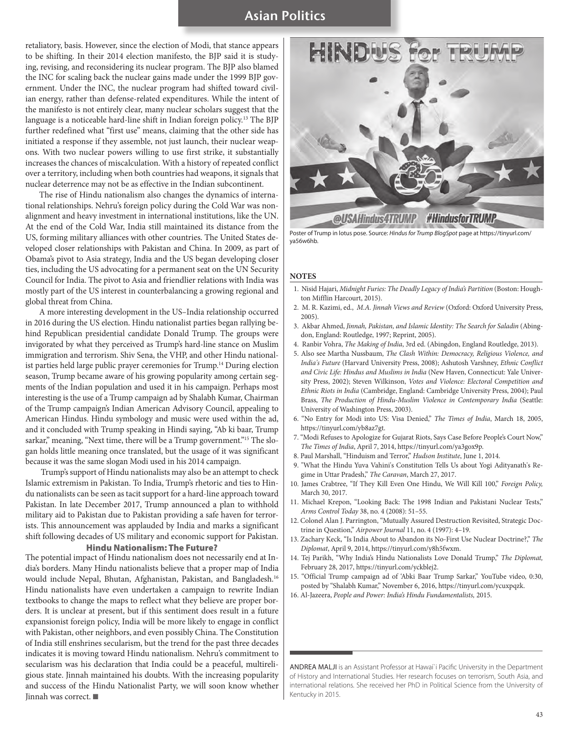retaliatory, basis. However, since the election of Modi, that stance appears to be shifting. In their 2014 election manifesto, the BJP said it is studying, revising, and reconsidering its nuclear program. The BJP also blamed the INC for scaling back the nuclear gains made under the 1999 BJP government. Under the INC, the nuclear program had shifted toward civilian energy, rather than defense-related expenditures. While the intent of the manifesto is not entirely clear, many nuclear scholars suggest that the language is a noticeable hard-line shift in Indian foreign policy.[13] The BJP further redefined what "first use" means, claiming that the other side has initiated a response if they assemble, not just launch, their nuclear weapons. With two nuclear powers willing to use first strike, it substantially increases the chances of miscalculation. With a history of repeated conflict over a territory, including when both countries had weapons, it signals that nuclear deterrence may not be as effective in the Indian subcontinent.

The rise of Hindu nationalism also changes the dynamics of international relationships. Nehru's foreign policy during the Cold War was nonalignment and heavy investment in international institutions, like the UN. At the end of the Cold War, India still maintained its distance from the US, forming military alliances with other countries. The United States developed closer relationships with Pakistan and China. In 2009, as part of Obama's pivot to Asia strategy, India and the US began developing closer ties, including the US advocating for a permanent seat on the UN Security Council for India. The pivot to Asia and friendlier relations with India was mostly part of the US interest in counterbalancing a growing regional and global threat from China.

A more interesting development in the US–India relationship occurred in 2016 during the US election. Hindu nationalist parties began rallying behind Republican presidential candidate Donald Trump. The groups were invigorated by what they perceived as Trump's hard-line stance on Muslim immigration and terrorism. Shiv Sena, the VHP, and other Hindu nationalist parties held large public prayer ceremonies for Trump.[14] During election season, Trump became aware of his growing popularity among certain segments of the Indian population and used it in his campaign. Perhaps most interesting is the use of a Trump campaign ad by Shalabh Kumar, Chairman of the Trump campaign's Indian American Advisory Council, appealing to American Hindus. Hindu symbology and music were used within the ad, and it concluded with Trump speaking in Hindi saying, "Ab ki baar, Trump sarkar," meaning, "Next time, there will be a Trump government."[15] The slogan holds little meaning once translated, but the usage of it was significant because it was the same slogan Modi used in his 2014 campaign.

Trump's support of Hindu nationalists may also be an attempt to check Islamic extremism in Pakistan. To India, Trump's rhetoric and ties to Hindu nationalists can be seen as tacit support for a hard-line approach toward Pakistan. In late December 2017, Trump announced a plan to withhold military aid to Pakistan due to Pakistan providing a safe haven for terrorists. This announcement was applauded by India and marks a significant shift following decades of US military and economic support for Pakistan.

## Hindu Nationalism: The Future?

The potential impact of Hindu nationalism does not necessarily end at India's borders. Many Hindu nationalists believe that a proper map of India would include Nepal, Bhutan, Afghanistan, Pakistan, and Bangladesh.[16] Hindu nationalists have even undertaken a campaign to rewrite Indian textbooks to change the maps to reflect what they believe are proper borders. It is unclear at present, but if this sentiment does result in a future expansionist foreign policy, India will be more likely to engage in conflict with Pakistan, other neighbors, and even possibly China. The Constitution of India still enshrines secularism, but the trend for the past three decades indicates it is moving toward Hindu nationalism. Nehru's commitment to secularism was his declaration that India could be a peaceful, multireligious state. Jinnah maintained his doubts. With the increasing popularity and success of the Hindu Nationalist Party, we will soon know whether Jinnah was correct. ■

HINDUS for TRUMP

@USAHindus4TRUMP #HindusforTRUMP

Poster of Trump in lotus pose. Source: *Hindus for Trump BlogSpot* page at https://tinyurl.com/ya56w6hb.

## NOTES

1. Nisid Hajari, *Midnight Furies: The Deadly Legacy of India's Partition* (Boston: Houghton Mifflin Harcourt, 2015).
2. M. R. Kazimi, ed., *M.A. Jinnah Views and Review* (Oxford: Oxford University Press, 2005).
3. Akbar Ahmed, *Jinnah, Pakistan, and Islamic Identity: The Search for Saladin* (Abingdon, England: Routledge, 1997; Reprint, 2005).
4. Ranbir Vohra, *The Making of India*, 3rd ed. (Abingdon, England Routledge, 2013).
5. Also see Martha Nussbaum, *The Clash Within: Democracy, Religious Violence, and India's Future* (Harvard University Press, 2008); Ashutosh Varshney, *Ethnic Conflict and Civic Life: Hindus and Muslims in India* (New Haven, Connecticut: Yale University Press, 2002); Steven Wilkinson, *Votes and Violence: Electoral Competition and Ethnic Riots in India* (Cambridge, England: Cambridge University Press, 2004); Paul Brass, *The Production of Hindu-Muslim Violence in Contemporary India* (Seattle: University of Washington Press, 2003).
6. "No Entry for Modi into US: Visa Denied," *The Times of India*, March 18, 2005, https://tinyurl.com/yb8az7gt.
7. "Modi Refuses to Apologize for Gujarat Riots, Says Case Before People's Court Now," *The Times of India*, April 7, 2014, https://tinyurl.com/ya3gox9p.
8. Paul Marshall, "Hinduism and Terror," *Hudson Institute*, June 1, 2014.
9. "What the Hindu Yuva Vahini's Constitution Tells Us about Yogi Adityanath's Regime in Uttar Pradesh," *The Caravan*, March 27, 2017.
10. James Crabtree, "If They Kill Even One Hindu, We Will Kill 100," *Foreign Policy*, March 30, 2017.
11. Michael Krepon, "Looking Back: The 1998 Indian and Pakistani Nuclear Tests," *Arms Control Today* 38, no. 4 (2008): 51–55.
12. Colonel Alan J. Parrington, "Mutually Assured Destruction Revisited, Strategic Doctrine in Question," *Airpower Journal* 11, no. 4 (1997): 4–19.
13. Zachary Keck, "Is India About to Abandon its No-First Use Nuclear Doctrine?," *The Diplomat*, April 9, 2014, https://tinyurl.com/y8h5fwxm.
14. Tej Parikh, "Why India's Hindu Nationalists Love Donald Trump," *The Diplomat*, February 28, 2017, https://tinyurl.com/yckblej2.
15. "Official Trump campaign ad of 'Abki Baar Trump Sarkar," YouTube video, 0:30, posted by "Shalabh Kumar," November 6, 2016, https://tinyurl.com/ycuxpqzk.
16. Al-Jazeera, *People and Power: India's Hindu Fundamentalists*, 2015.

ANDREA MALJI is an Assistant Professor at Hawai`i Pacific University in the Department of History and International Studies. Her research focuses on terrorism, South Asia, and international relations. She received her PhD in Political Science from the University of Kentucky in 2015.